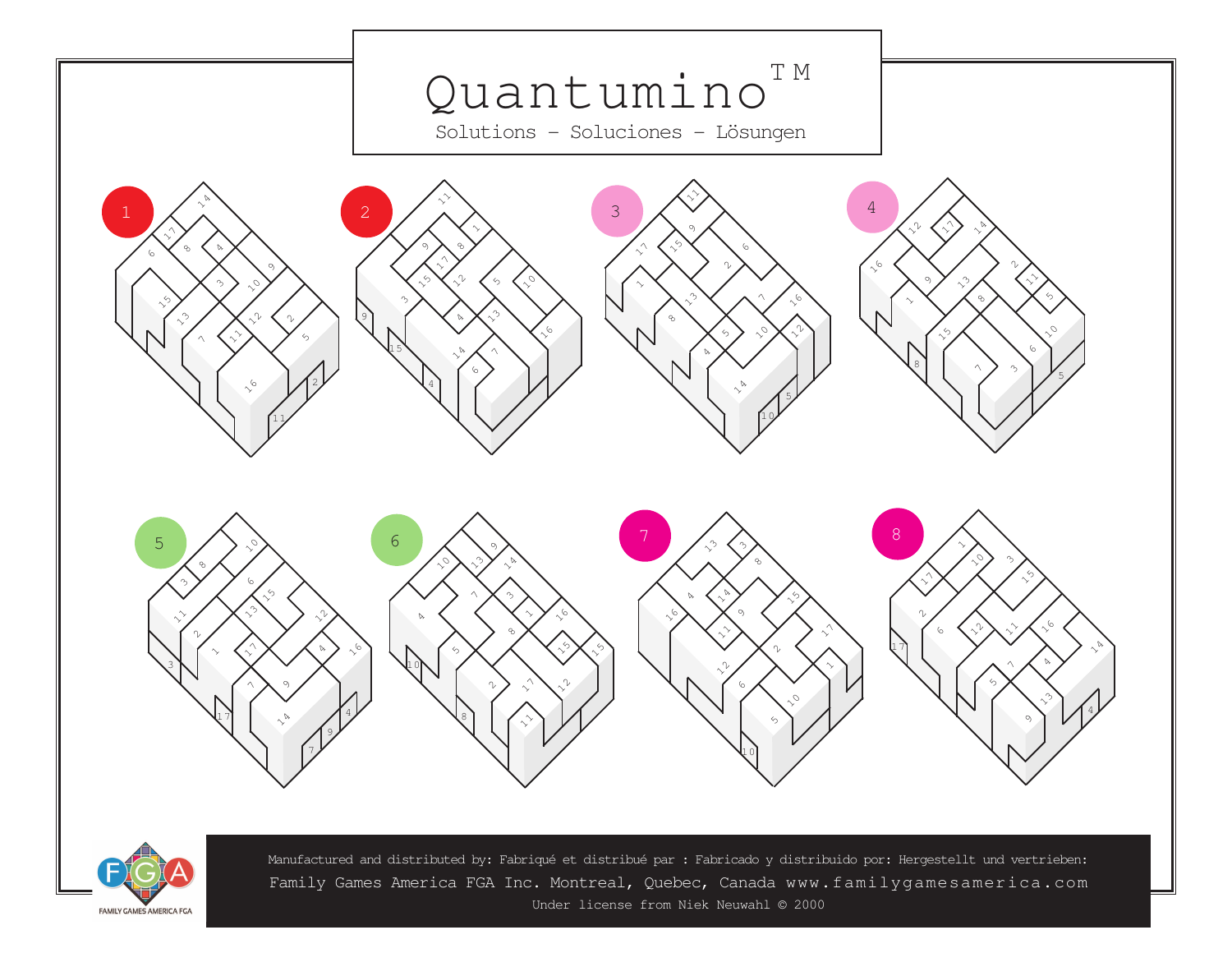# Quantumino™

Solutions – Soluciones – Lösungen

1

2

3

4

5

6

7

8

Manufactured and distributed by: Fabriqué et distribué par : Fabricado y distribuido por: Hergestellt und vertrieben:

Family Games America FGA Inc. Montreal, Quebec, Canada www.familygamesamerica.com

Under license from Niek Neuwahl © 2000

FAMILY GAMES AMERICA FGA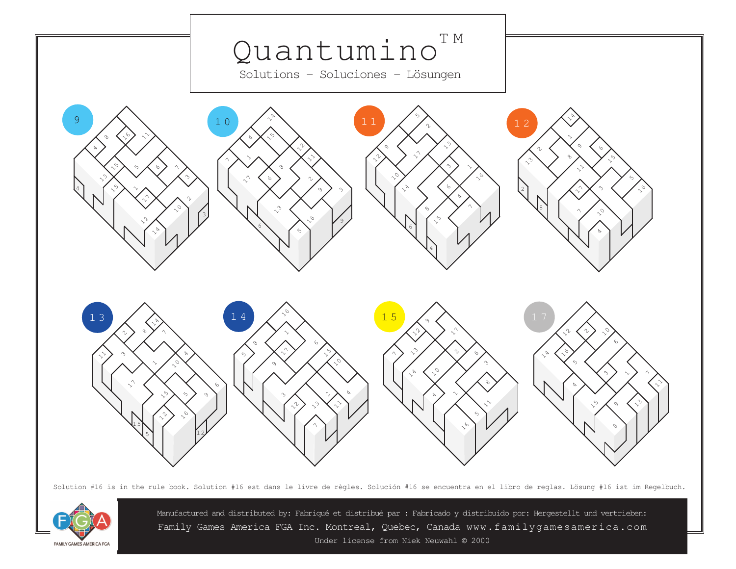# Quantumino™

Solutions – Soluciones – Lösungen

9

10

11

12

13

14

15

17

Solution #16 is in the rule book. Solution #16 est dans le livre de règles. Solución #16 se encuentra en el libro de reglas. Lösung #16 ist im Regelbuch.

FAMILY GAMES AMERICA FGA

Manufactured and distributed by: Fabriqué et distribué par : Fabricado y distribuido por: Hergestellt und vertrieben:

Family Games America FGA Inc. Montreal, Quebec, Canada www.familygamesamerica.com

Under license from Niek Neuwahl © 2000